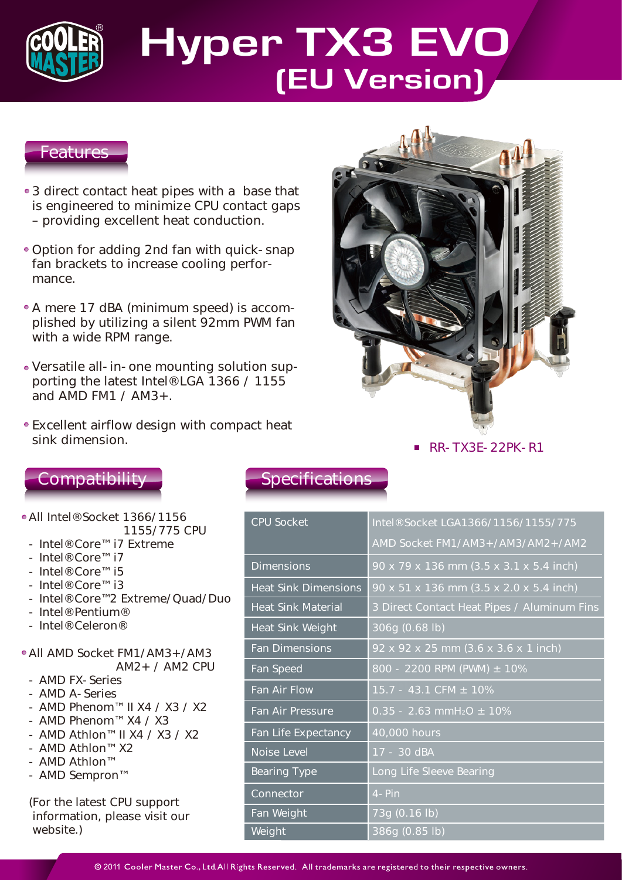# Hyper TX3 EVO (EU Version)

## Features

- 3 direct contact heat pipes with a base that is engineered to minimize CPU contact gaps – providing excellent heat conduction.
- Option for adding 2nd fan with quick-snap fan brackets to increase cooling performance.
- A mere 17 dBA (minimum speed) is accomplished by utilizing a silent 92mm PWM fan with a wide RPM range.
- Versatile all-in-one mounting solution supporting the latest Intel®LGA 1366 / 1155 and AMD FM1 / AM3+.
- Excellent airflow design with compact heat sink dimension.

- RR-TX3E-22PK-R1

## Compatibility

- All Intel®Socket 1366/1156 1155/775 CPU
  - Intel®Core™ i7 Extreme
  - Intel®Core™ i7
  - Intel®Core™ i5
  - Intel®Core™ i3
  - Intel®Core™2 Extreme/Quad/Duo
  - Intel®Pentium®
  - Intel®Celeron®
- All AMD Socket FM1/AM3+/AM3 AM2+ / AM2 CPU
  - AMD FX-Series
  - AMD A-Series
  - AMD Phenom™ II X4 / X3 / X2
  - AMD Phenom™ X4 / X3
  - AMD Athlon™ II X4 / X3 / X2
  - AMD Athlon™ X2
  - AMD Athlon™
  - AMD Sempron™

(For the latest CPU support information, please visit our website.)

## Specifications

| | |
|---|---|
| CPU Socket | Intel®Socket LGA1366/1156/1155/775<br>AMD Socket FM1/AM3+/AM3/AM2+/AM2 |
| Dimensions | 90 x 79 x 136 mm (3.5 x 3.1 x 5.4 inch) |
| Heat Sink Dimensions | 90 x 51 x 136 mm (3.5 x 2.0 x 5.4 inch) |
| Heat Sink Material | 3 Direct Contact Heat Pipes / Aluminum Fins |
| Heat Sink Weight | 306g (0.68 lb) |
| Fan Dimensions | 92 x 92 x 25 mm (3.6 x 3.6 x 1 inch) |
| Fan Speed | 800 - 2200 RPM (PWM) ± 10% |
| Fan Air Flow | 15.7 - 43.1 CFM ± 10% |
| Fan Air Pressure | 0.35 - 2.63 mm$H_2O$ ± 10% |
| Fan Life Expectancy | 40,000 hours |
| Noise Level | 17 - 30 dBA |
| Bearing Type | Long Life Sleeve Bearing |
| Connector | 4-Pin |
| Fan Weight | 73g (0.16 lb) |
| Weight | 386g (0.85 lb) |

© 2011 Cooler Master Co., Ltd.All Rights Reserved. All trademarks are registered to their respective owners.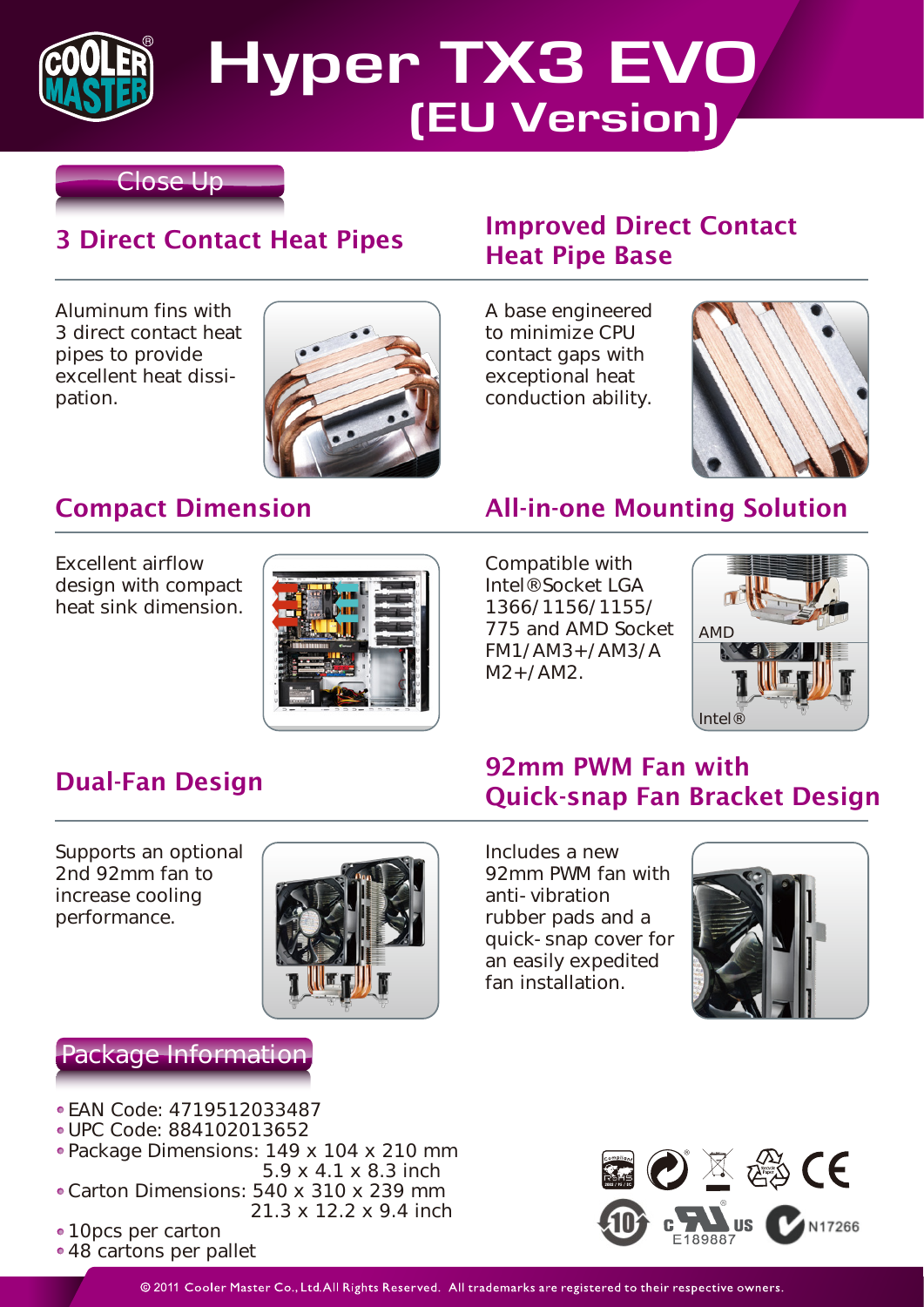# Hyper TX3 EVO (EU Version)

## Close Up

### 3 Direct Contact Heat Pipes

Aluminum fins with 3 direct contact heat pipes to provide excellent heat dissipation.

### Improved Direct Contact Heat Pipe Base

A base engineered to minimize CPU contact gaps with exceptional heat conduction ability.

### Compact Dimension

Excellent airflow design with compact heat sink dimension.

### All-in-one Mounting Solution

Compatible with Intel®Socket LGA 1366/1156/1155/775 and AMD Socket FM1/AM3+/AM3/AM2+/AM2.

AMD

Intel®

### Dual-Fan Design

Supports an optional 2nd 92mm fan to increase cooling performance.

### 92mm PWM Fan with Quick-snap Fan Bracket Design

Includes a new 92mm PWM fan with anti-vibration rubber pads and a quick-snap cover for an easily expedited fan installation.

## Package Information

- EAN Code: 4719512033487
- UPC Code: 884102013652
- Package Dimensions: 149 x 104 x 210 mm
  5.9 x 4.1 x 8.3 inch
- Carton Dimensions: 540 x 310 x 239 mm
  21.3 x 12.2 x 9.4 inch
- 10pcs per carton
- 48 cartons per pallet

E189887

N17266

© 2011 Cooler Master Co., Ltd.All Rights Reserved. All trademarks are registered to their respective owners.